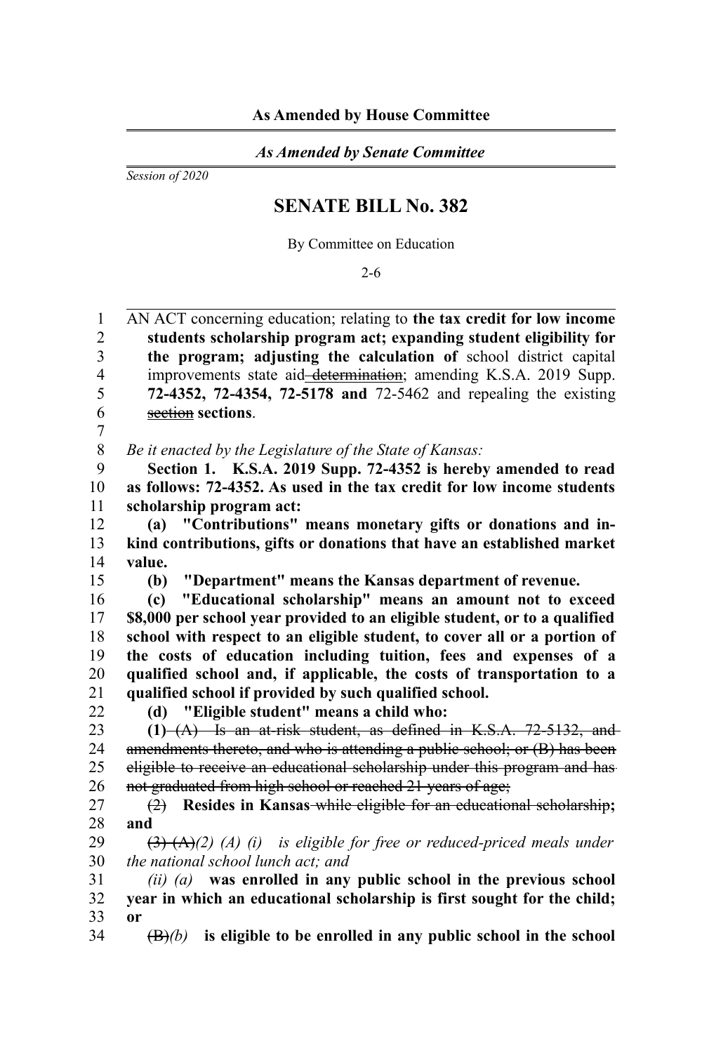**As Amended by House Committee**

*As Amended by Senate Committee*

*Session of 2020*

# SENATE BILL No. 382

By Committee on Education

2-6

AN ACT concerning education; relating to **the tax credit for low income students scholarship program act; expanding student eligibility for the program; adjusting the calculation of** school district capital improvements state aid ~~determination~~; amending K.S.A. 2019 Supp. **72-4352, 72-4354, 72-5178 and** 72-5462 and repealing the existing ~~section~~ **sections**.

*Be it enacted by the Legislature of the State of Kansas:*

**Section 1. K.S.A. 2019 Supp. 72-4352 is hereby amended to read as follows: 72-4352. As used in the tax credit for low income students scholarship program act:**

**(a) "Contributions" means monetary gifts or donations and in-kind contributions, gifts or donations that have an established market value.**

**(b) "Department" means the Kansas department of revenue.**

**(c) "Educational scholarship" means an amount not to exceed $8,000 per school year provided to an eligible student, or to a qualified school with respect to an eligible student, to cover all or a portion of the costs of education including tuition, fees and expenses of a qualified school and, if applicable, the costs of transportation to a qualified school if provided by such qualified school.**

**(d) "Eligible student" means a child who:**

**(1)** ~~(A) Is an at-risk student, as defined in K.S.A. 72-5132, and amendments thereto, and who is attending a public school; or (B) has been eligible to receive an educational scholarship under this program and has not graduated from high school or reached 21 years of age;~~

~~(2)~~ **Resides in Kansas** ~~while eligible for an educational scholarship~~**; and**

~~(3) (A)~~*(2) (A) (i) is eligible for free or reduced-priced meals under the national school lunch act; and*

*(ii) (a)* **was enrolled in any public school in the previous school year in which an educational scholarship is first sought for the child; or**

~~(B)~~*(b)* **is eligible to be enrolled in any public school in the school**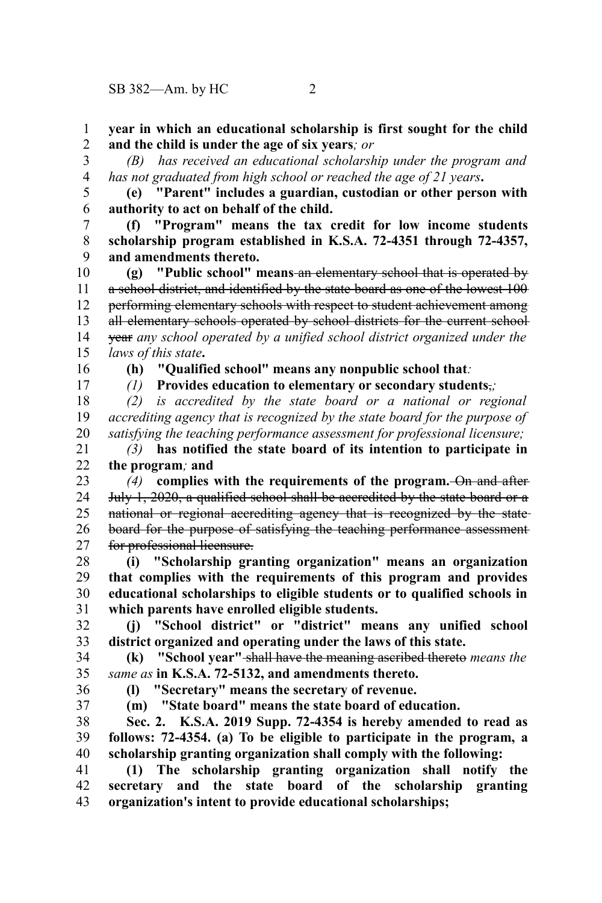**year in which an educational scholarship is first sought for the child and the child is under the age of six years***; or*

*(B) has received an educational scholarship under the program and has not graduated from high school or reached the age of 21 years***.**

**(e) "Parent" includes a guardian, custodian or other person with authority to act on behalf of the child.**

**(f) "Program" means the tax credit for low income students scholarship program established in K.S.A. 72-4351 through 72-4357, and amendments thereto.**

**(g) "Public school" means** ~~an elementary school that is operated by a school district, and identified by the state board as one of the lowest 100 performing elementary schools with respect to student achievement among all elementary schools operated by school districts for the current school year~~ *any school operated by a unified school district organized under the laws of this state***.**

**(h) "Qualified school" means any nonpublic school that***:*

*(1)* **Provides education to elementary or secondary students**~~,~~*;*

*(2) is accredited by the state board or a national or regional accrediting agency that is recognized by the state board for the purpose of satisfying the teaching performance assessment for professional licensure;*

*(3)* **has notified the state board of its intention to participate in the program***;* **and**

*(4)* **complies with the requirements of the program.** ~~On and after July 1, 2020, a qualified school shall be accredited by the state board or a national or regional accrediting agency that is recognized by the state board for the purpose of satisfying the teaching performance assessment for professional licensure.~~

**(i) "Scholarship granting organization" means an organization that complies with the requirements of this program and provides educational scholarships to eligible students or to qualified schools in which parents have enrolled eligible students.**

**(j) "School district" or "district" means any unified school district organized and operating under the laws of this state.**

**(k) "School year"** ~~shall have the meaning ascribed thereto~~ *means the same as* **in K.S.A. 72-5132, and amendments thereto.**

**(l) "Secretary" means the secretary of revenue.**

**(m) "State board" means the state board of education.**

**Sec. 2. K.S.A. 2019 Supp. 72-4354 is hereby amended to read as follows: 72-4354. (a) To be eligible to participate in the program, a scholarship granting organization shall comply with the following:**

**(1) The scholarship granting organization shall notify the secretary and the state board of the scholarship granting organization's intent to provide educational scholarships;**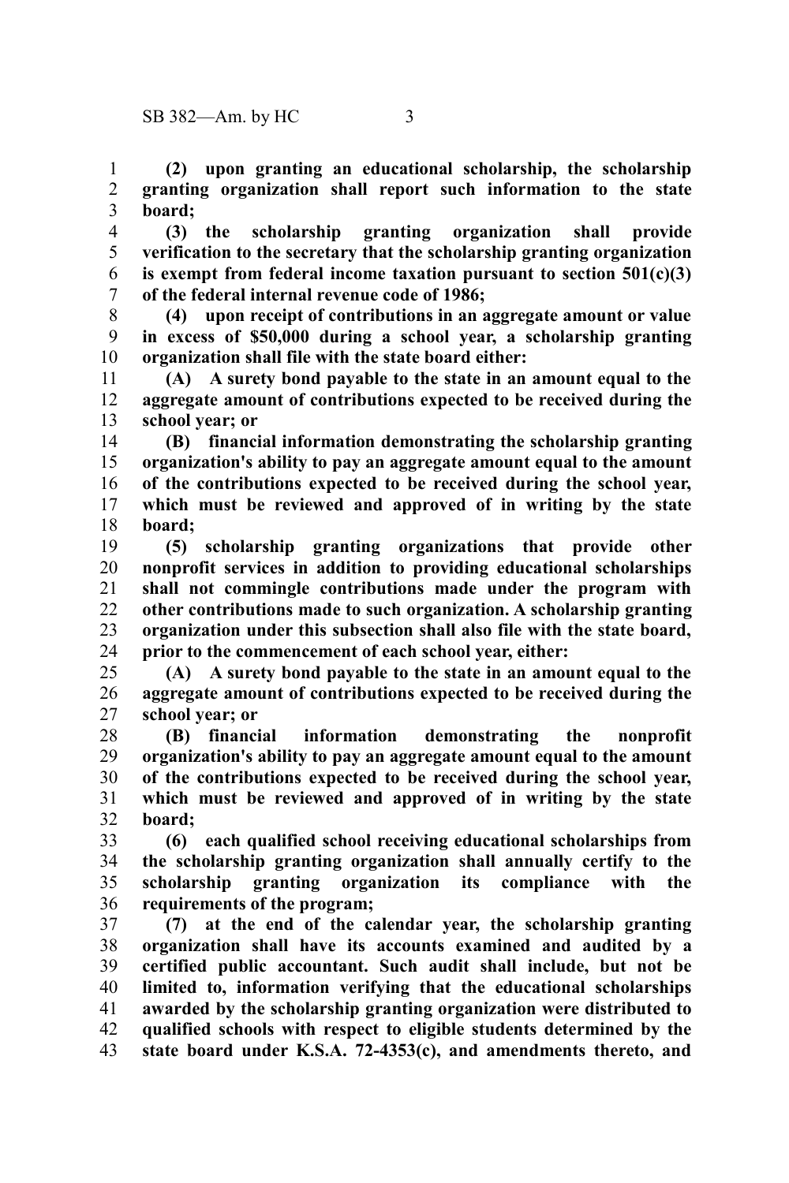**(2) upon granting an educational scholarship, the scholarship granting organization shall report such information to the state board;**

**(3) the scholarship granting organization shall provide verification to the secretary that the scholarship granting organization is exempt from federal income taxation pursuant to section 501(c)(3) of the federal internal revenue code of 1986;**

**(4) upon receipt of contributions in an aggregate amount or value in excess of $50,000 during a school year, a scholarship granting organization shall file with the state board either:**

**(A) A surety bond payable to the state in an amount equal to the aggregate amount of contributions expected to be received during the school year; or**

**(B) financial information demonstrating the scholarship granting organization's ability to pay an aggregate amount equal to the amount of the contributions expected to be received during the school year, which must be reviewed and approved of in writing by the state board;**

**(5) scholarship granting organizations that provide other nonprofit services in addition to providing educational scholarships shall not commingle contributions made under the program with other contributions made to such organization. A scholarship granting organization under this subsection shall also file with the state board, prior to the commencement of each school year, either:**

**(A) A surety bond payable to the state in an amount equal to the aggregate amount of contributions expected to be received during the school year; or**

**(B) financial information demonstrating the nonprofit organization's ability to pay an aggregate amount equal to the amount of the contributions expected to be received during the school year, which must be reviewed and approved of in writing by the state board;**

**(6) each qualified school receiving educational scholarships from the scholarship granting organization shall annually certify to the scholarship granting organization its compliance with the requirements of the program;**

**(7) at the end of the calendar year, the scholarship granting organization shall have its accounts examined and audited by a certified public accountant. Such audit shall include, but not be limited to, information verifying that the educational scholarships awarded by the scholarship granting organization were distributed to qualified schools with respect to eligible students determined by the state board under K.S.A. 72-4353(c), and amendments thereto, and**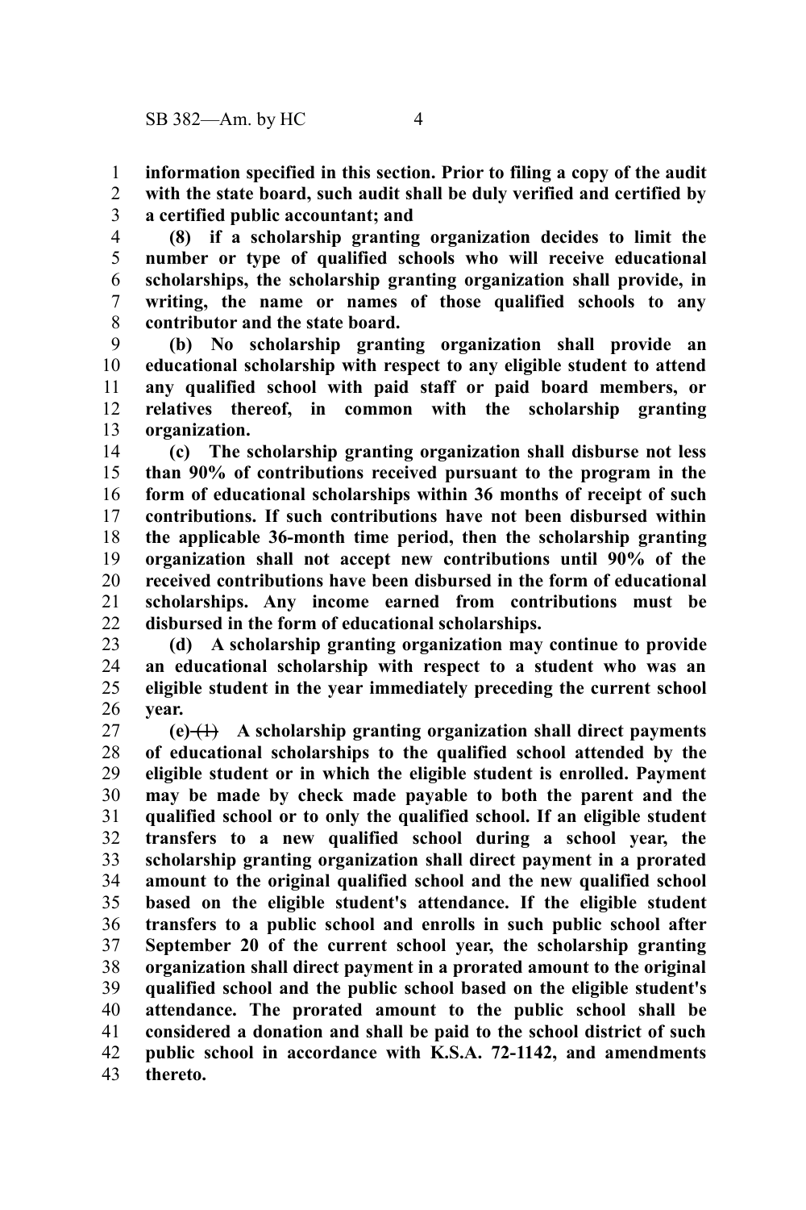**information specified in this section. Prior to filing a copy of the audit with the state board, such audit shall be duly verified and certified by a certified public accountant; and**

**(8) if a scholarship granting organization decides to limit the number or type of qualified schools who will receive educational scholarships, the scholarship granting organization shall provide, in writing, the name or names of those qualified schools to any contributor and the state board.**

**(b) No scholarship granting organization shall provide an educational scholarship with respect to any eligible student to attend any qualified school with paid staff or paid board members, or relatives thereof, in common with the scholarship granting organization.**

**(c) The scholarship granting organization shall disburse not less than 90% of contributions received pursuant to the program in the form of educational scholarships within 36 months of receipt of such contributions. If such contributions have not been disbursed within the applicable 36-month time period, then the scholarship granting organization shall not accept new contributions until 90% of the received contributions have been disbursed in the form of educational scholarships. Any income earned from contributions must be disbursed in the form of educational scholarships.**

**(d) A scholarship granting organization may continue to provide an educational scholarship with respect to a student who was an eligible student in the year immediately preceding the current school year.**

**(e)** ~~(1)~~ **A scholarship granting organization shall direct payments of educational scholarships to the qualified school attended by the eligible student or in which the eligible student is enrolled. Payment may be made by check made payable to both the parent and the qualified school or to only the qualified school. If an eligible student transfers to a new qualified school during a school year, the scholarship granting organization shall direct payment in a prorated amount to the original qualified school and the new qualified school based on the eligible student's attendance. If the eligible student transfers to a public school and enrolls in such public school after September 20 of the current school year, the scholarship granting organization shall direct payment in a prorated amount to the original qualified school and the public school based on the eligible student's attendance. The prorated amount to the public school shall be considered a donation and shall be paid to the school district of such public school in accordance with K.S.A. 72-1142, and amendments thereto.**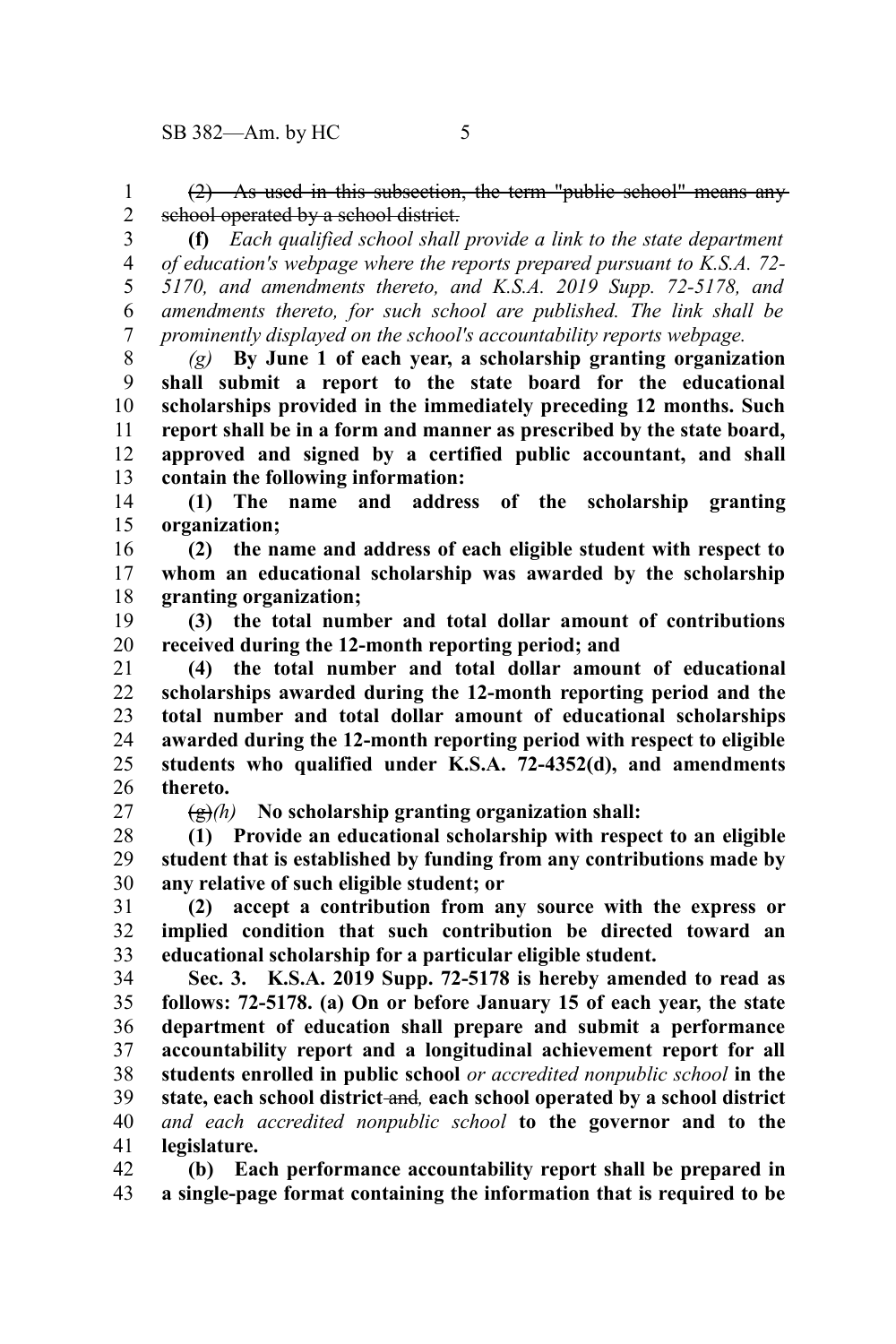~~(2) As used in this subsection, the term "public school" means any school operated by a school district.~~

**(f)** *Each qualified school shall provide a link to the state department of education's webpage where the reports prepared pursuant to K.S.A. 72-5170, and amendments thereto, and K.S.A. 2019 Supp. 72-5178, and amendments thereto, for such school are published. The link shall be prominently displayed on the school's accountability reports webpage.*

*(g)* **By June 1 of each year, a scholarship granting organization shall submit a report to the state board for the educational scholarships provided in the immediately preceding 12 months. Such report shall be in a form and manner as prescribed by the state board, approved and signed by a certified public accountant, and shall contain the following information:**

**(1) The name and address of the scholarship granting organization;**

**(2) the name and address of each eligible student with respect to whom an educational scholarship was awarded by the scholarship granting organization;**

**(3) the total number and total dollar amount of contributions received during the 12-month reporting period; and**

**(4) the total number and total dollar amount of educational scholarships awarded during the 12-month reporting period and the total number and total dollar amount of educational scholarships awarded during the 12-month reporting period with respect to eligible students who qualified under K.S.A. 72-4352(d), and amendments thereto.**

~~(g)~~*(h)* **No scholarship granting organization shall:**

**(1) Provide an educational scholarship with respect to an eligible student that is established by funding from any contributions made by any relative of such eligible student; or**

**(2) accept a contribution from any source with the express or implied condition that such contribution be directed toward an educational scholarship for a particular eligible student.**

**Sec. 3. K.S.A. 2019 Supp. 72-5178 is hereby amended to read as follows: 72-5178. (a) On or before January 15 of each year, the state department of education shall prepare and submit a performance accountability report and a longitudinal achievement report for all students enrolled in public school** *or accredited nonpublic school* **in the state, each school district** ~~and~~*,* **each school operated by a school district** *and each accredited nonpublic school* **to the governor and to the legislature.**

**(b) Each performance accountability report shall be prepared in a single-page format containing the information that is required to be**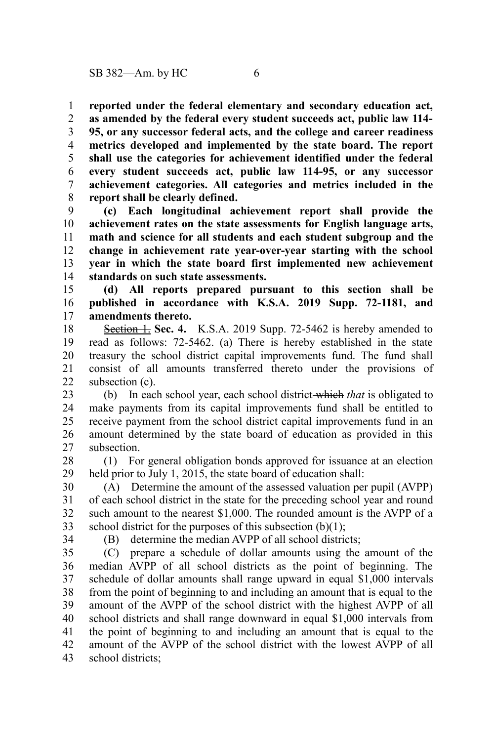**reported under the federal elementary and secondary education act, as amended by the federal every student succeeds act, public law 114-95, or any successor federal acts, and the college and career readiness metrics developed and implemented by the state board. The report shall use the categories for achievement identified under the federal every student succeeds act, public law 114-95, or any successor achievement categories. All categories and metrics included in the report shall be clearly defined.**

**(c) Each longitudinal achievement report shall provide the achievement rates on the state assessments for English language arts, math and science for all students and each student subgroup and the change in achievement rate year-over-year starting with the school year in which the state board first implemented new achievement standards on such state assessments.**

**(d) All reports prepared pursuant to this section shall be published in accordance with K.S.A. 2019 Supp. 72-1181, and amendments thereto.**

~~Section 1.~~ **Sec. 4.** K.S.A. 2019 Supp. 72-5462 is hereby amended to read as follows: 72-5462. (a) There is hereby established in the state treasury the school district capital improvements fund. The fund shall consist of all amounts transferred thereto under the provisions of subsection (c).

(b) In each school year, each school district ~~which~~ *that* is obligated to make payments from its capital improvements fund shall be entitled to receive payment from the school district capital improvements fund in an amount determined by the state board of education as provided in this subsection.

(1) For general obligation bonds approved for issuance at an election held prior to July 1, 2015, the state board of education shall:

(A) Determine the amount of the assessed valuation per pupil (AVPP) of each school district in the state for the preceding school year and round such amount to the nearest $1,000. The rounded amount is the AVPP of a school district for the purposes of this subsection (b)(1);

(B) determine the median AVPP of all school districts;

(C) prepare a schedule of dollar amounts using the amount of the median AVPP of all school districts as the point of beginning. The schedule of dollar amounts shall range upward in equal $1,000 intervals from the point of beginning to and including an amount that is equal to the amount of the AVPP of the school district with the highest AVPP of all school districts and shall range downward in equal $1,000 intervals from the point of beginning to and including an amount that is equal to the amount of the AVPP of the school district with the lowest AVPP of all school districts;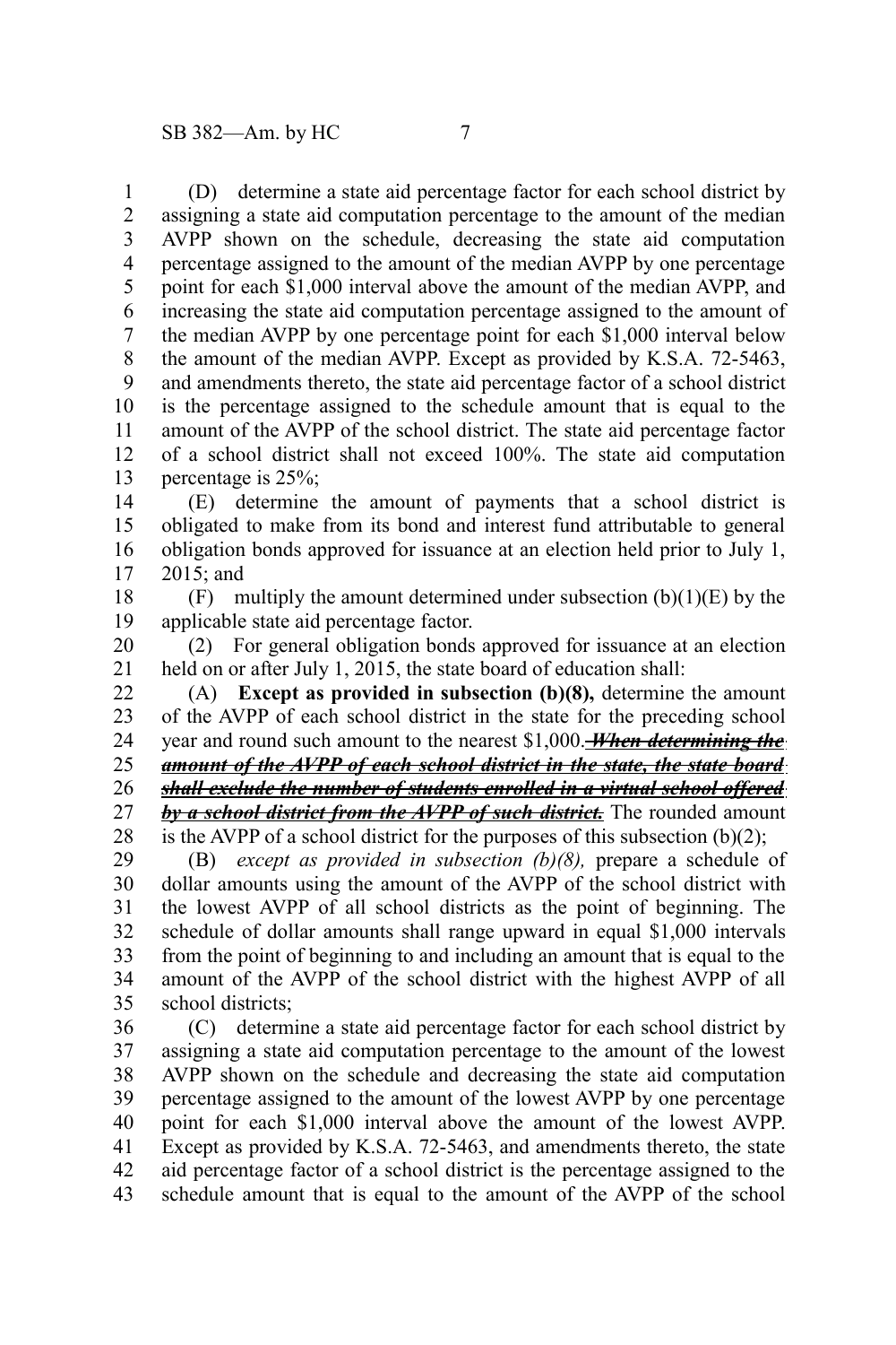(D) determine a state aid percentage factor for each school district by assigning a state aid computation percentage to the amount of the median AVPP shown on the schedule, decreasing the state aid computation percentage assigned to the amount of the median AVPP by one percentage point for each $1,000 interval above the amount of the median AVPP, and increasing the state aid computation percentage assigned to the amount of the median AVPP by one percentage point for each $1,000 interval below the amount of the median AVPP. Except as provided by K.S.A. 72-5463, and amendments thereto, the state aid percentage factor of a school district is the percentage assigned to the schedule amount that is equal to the amount of the AVPP of the school district. The state aid percentage factor of a school district shall not exceed 100%. The state aid computation percentage is 25%;

(E) determine the amount of payments that a school district is obligated to make from its bond and interest fund attributable to general obligation bonds approved for issuance at an election held prior to July 1, 2015; and

(F) multiply the amount determined under subsection (b)(1)(E) by the applicable state aid percentage factor.

(2) For general obligation bonds approved for issuance at an election held on or after July 1, 2015, the state board of education shall:

(A) **Except as provided in subsection (b)(8),** determine the amount of the AVPP of each school district in the state for the preceding school year and round such amount to the nearest $1,000. ~~***When determining the amount of the AVPP of each school district in the state, the state board shall exclude the number of students enrolled in a virtual school offered by a school district from the AVPP of such district.***~~ The rounded amount is the AVPP of a school district for the purposes of this subsection (b)(2);

(B) *except as provided in subsection (b)(8),* prepare a schedule of dollar amounts using the amount of the AVPP of the school district with the lowest AVPP of all school districts as the point of beginning. The schedule of dollar amounts shall range upward in equal $1,000 intervals from the point of beginning to and including an amount that is equal to the amount of the AVPP of the school district with the highest AVPP of all school districts;

(C) determine a state aid percentage factor for each school district by assigning a state aid computation percentage to the amount of the lowest AVPP shown on the schedule and decreasing the state aid computation percentage assigned to the amount of the lowest AVPP by one percentage point for each $1,000 interval above the amount of the lowest AVPP. Except as provided by K.S.A. 72-5463, and amendments thereto, the state aid percentage factor of a school district is the percentage assigned to the schedule amount that is equal to the amount of the AVPP of the school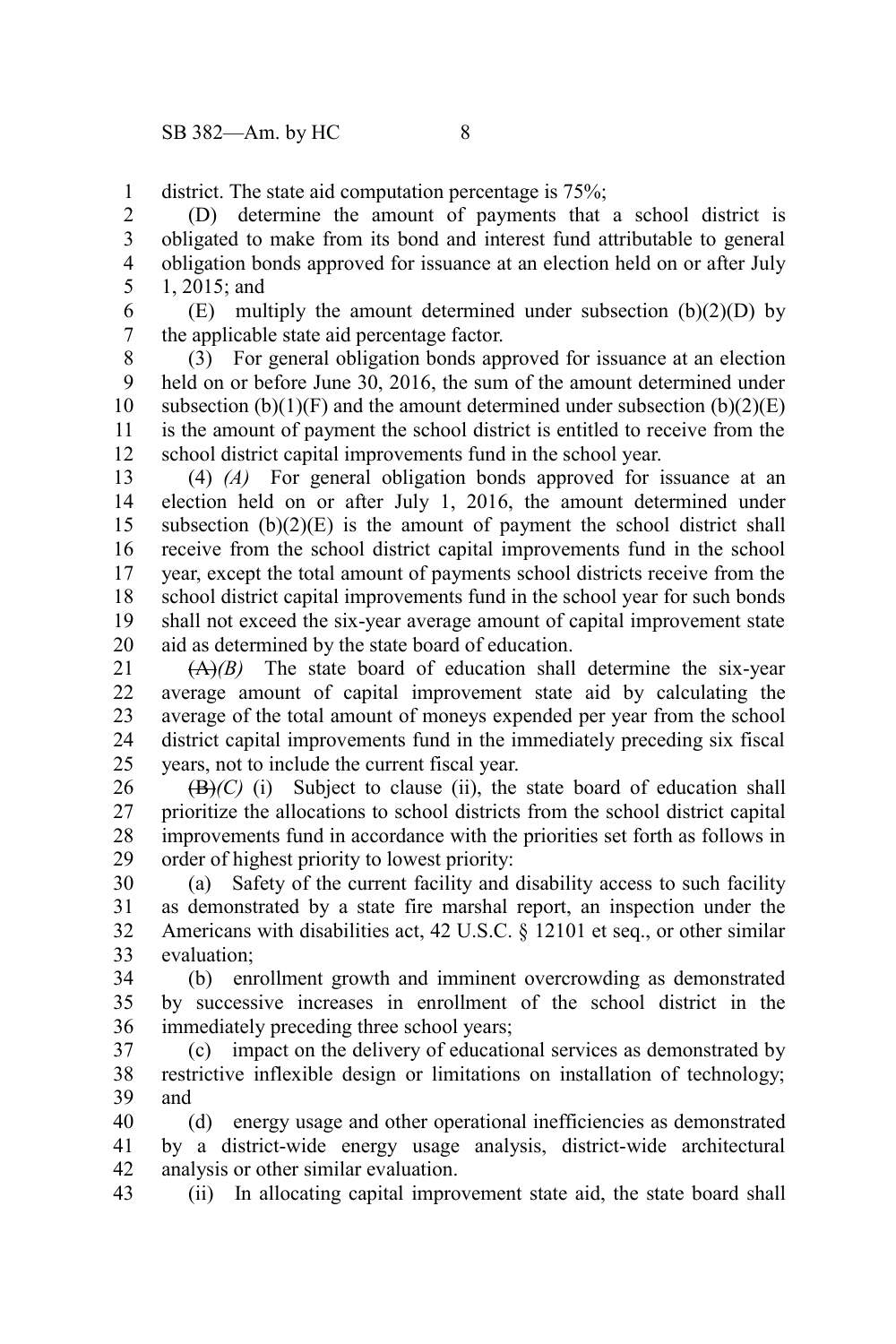district. The state aid computation percentage is 75%;

(D) determine the amount of payments that a school district is obligated to make from its bond and interest fund attributable to general obligation bonds approved for issuance at an election held on or after July 1, 2015; and

(E) multiply the amount determined under subsection (b)(2)(D) by the applicable state aid percentage factor.

(3) For general obligation bonds approved for issuance at an election held on or before June 30, 2016, the sum of the amount determined under subsection (b)(1)(F) and the amount determined under subsection (b)(2)(E) is the amount of payment the school district is entitled to receive from the school district capital improvements fund in the school year.

(4) *(A)* For general obligation bonds approved for issuance at an election held on or after July 1, 2016, the amount determined under subsection (b)(2)(E) is the amount of payment the school district shall receive from the school district capital improvements fund in the school year, except the total amount of payments school districts receive from the school district capital improvements fund in the school year for such bonds shall not exceed the six-year average amount of capital improvement state aid as determined by the state board of education.

~~(A)~~*(B)* The state board of education shall determine the six-year average amount of capital improvement state aid by calculating the average of the total amount of moneys expended per year from the school district capital improvements fund in the immediately preceding six fiscal years, not to include the current fiscal year.

~~(B)~~*(C)* (i) Subject to clause (ii), the state board of education shall prioritize the allocations to school districts from the school district capital improvements fund in accordance with the priorities set forth as follows in order of highest priority to lowest priority:

(a) Safety of the current facility and disability access to such facility as demonstrated by a state fire marshal report, an inspection under the Americans with disabilities act, 42 U.S.C. § 12101 et seq., or other similar evaluation;

(b) enrollment growth and imminent overcrowding as demonstrated by successive increases in enrollment of the school district in the immediately preceding three school years;

(c) impact on the delivery of educational services as demonstrated by restrictive inflexible design or limitations on installation of technology; and

(d) energy usage and other operational inefficiencies as demonstrated by a district-wide energy usage analysis, district-wide architectural analysis or other similar evaluation.

(ii) In allocating capital improvement state aid, the state board shall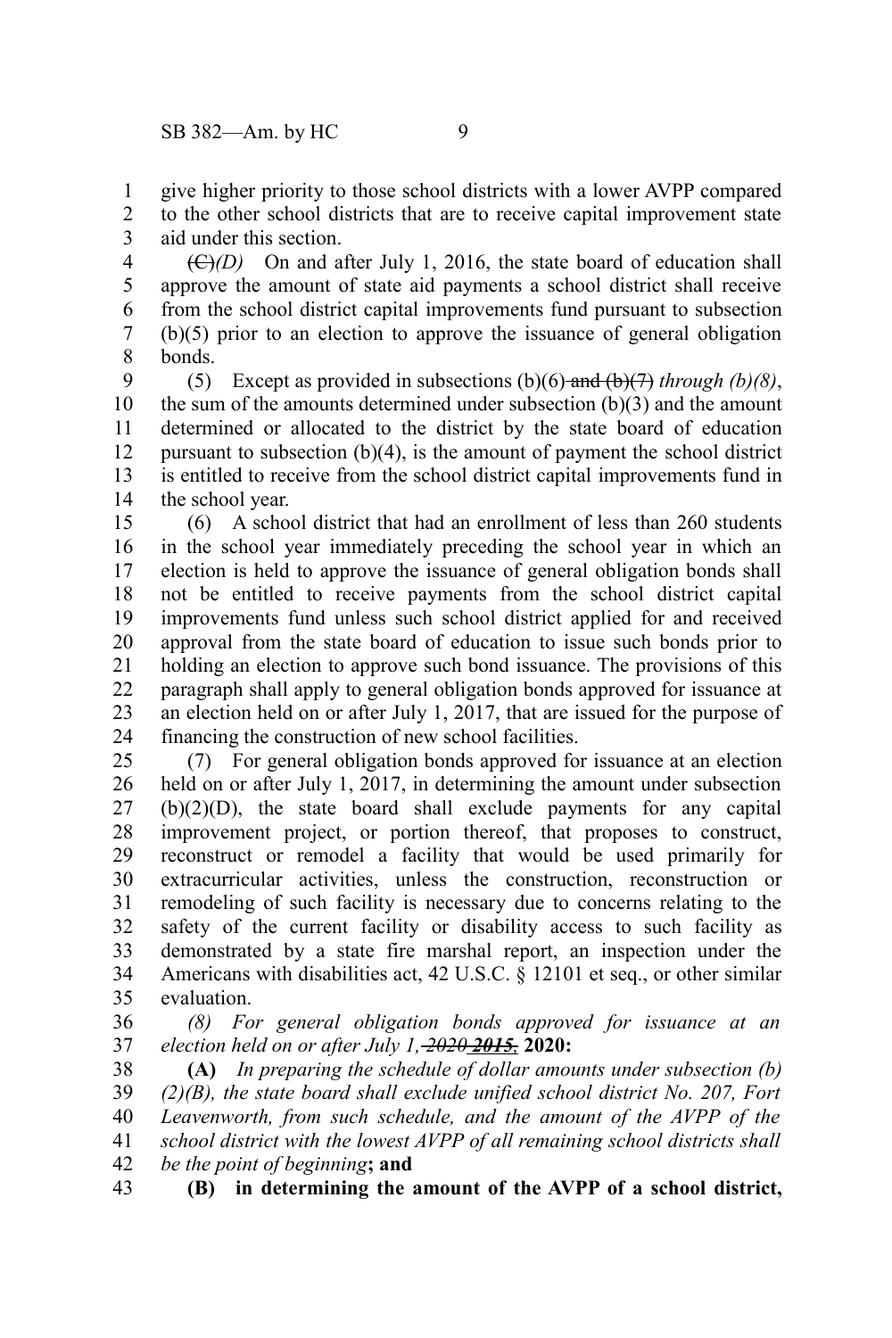give higher priority to those school districts with a lower AVPP compared to the other school districts that are to receive capital improvement state aid under this section.

~~(C)~~*(D)* On and after July 1, 2016, the state board of education shall approve the amount of state aid payments a school district shall receive from the school district capital improvements fund pursuant to subsection (b)(5) prior to an election to approve the issuance of general obligation bonds.

(5) Except as provided in subsections (b)(6) ~~and (b)(7)~~ *through (b)(8)*, the sum of the amounts determined under subsection (b)(3) and the amount determined or allocated to the district by the state board of education pursuant to subsection (b)(4), is the amount of payment the school district is entitled to receive from the school district capital improvements fund in the school year.

(6) A school district that had an enrollment of less than 260 students in the school year immediately preceding the school year in which an election is held to approve the issuance of general obligation bonds shall not be entitled to receive payments from the school district capital improvements fund unless such school district applied for and received approval from the state board of education to issue such bonds prior to holding an election to approve such bond issuance. The provisions of this paragraph shall apply to general obligation bonds approved for issuance at an election held on or after July 1, 2017, that are issued for the purpose of financing the construction of new school facilities.

(7) For general obligation bonds approved for issuance at an election held on or after July 1, 2017, in determining the amount under subsection (b)(2)(D), the state board shall exclude payments for any capital improvement project, or portion thereof, that proposes to construct, reconstruct or remodel a facility that would be used primarily for extracurricular activities, unless the construction, reconstruction or remodeling of such facility is necessary due to concerns relating to the safety of the current facility or disability access to such facility as demonstrated by a state fire marshal report, an inspection under the Americans with disabilities act, 42 U.S.C. § 12101 et seq., or other similar evaluation.

*(8) For general obligation bonds approved for issuance at an election held on or after July 1, ~~2020~~ **~~2015,~~*** **2020:**

**(A)** *In preparing the schedule of dollar amounts under subsection (b)(2)(B), the state board shall exclude unified school district No. 207, Fort Leavenworth, from such schedule, and the amount of the AVPP of the school district with the lowest AVPP of all remaining school districts shall be the point of beginning***; and**

**(B) in determining the amount of the AVPP of a school district,**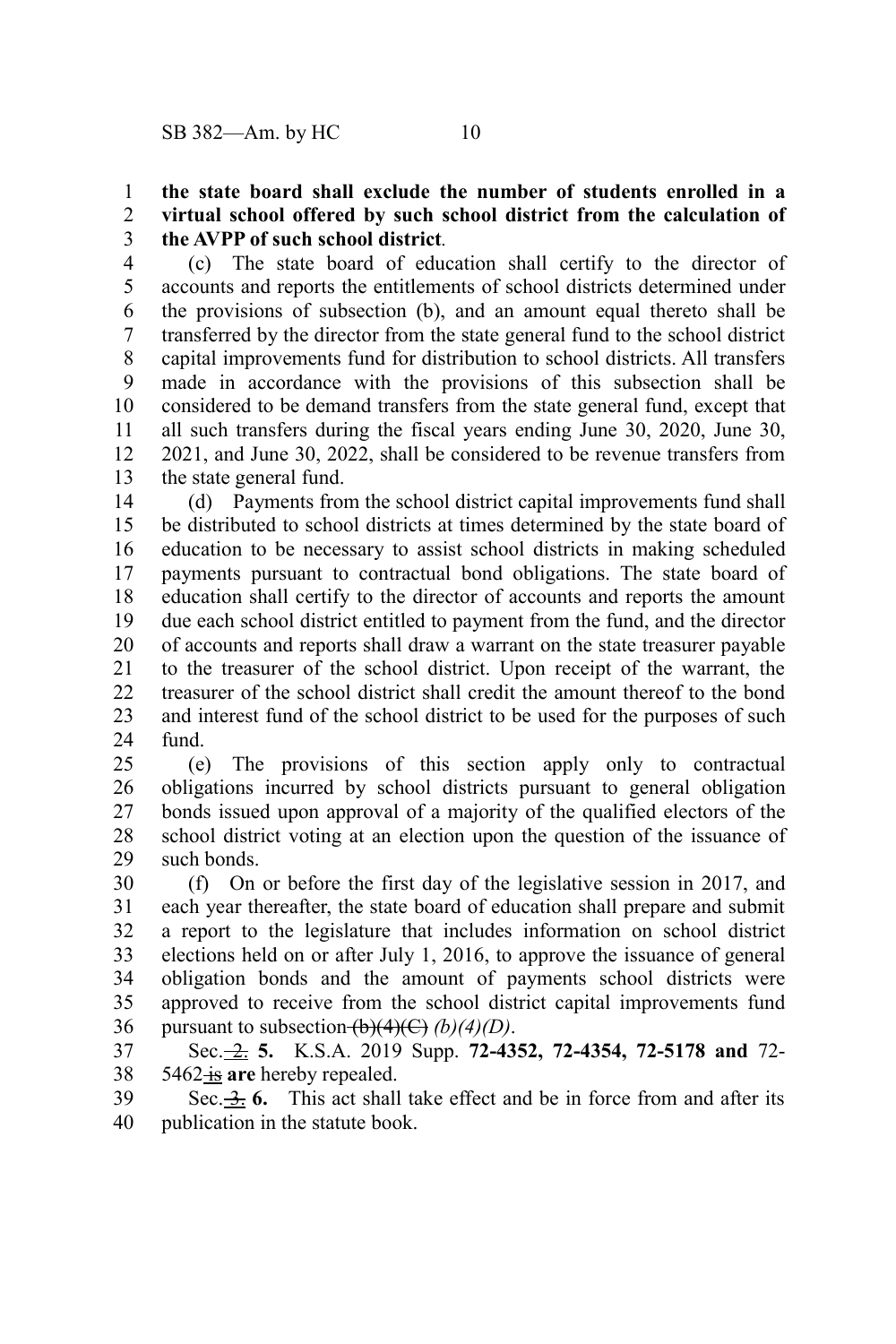**the state board shall exclude the number of students enrolled in a virtual school offered by such school district from the calculation of the AVPP of such school district**.

(c) The state board of education shall certify to the director of accounts and reports the entitlements of school districts determined under the provisions of subsection (b), and an amount equal thereto shall be transferred by the director from the state general fund to the school district capital improvements fund for distribution to school districts. All transfers made in accordance with the provisions of this subsection shall be considered to be demand transfers from the state general fund, except that all such transfers during the fiscal years ending June 30, 2020, June 30, 2021, and June 30, 2022, shall be considered to be revenue transfers from the state general fund.

(d) Payments from the school district capital improvements fund shall be distributed to school districts at times determined by the state board of education to be necessary to assist school districts in making scheduled payments pursuant to contractual bond obligations. The state board of education shall certify to the director of accounts and reports the amount due each school district entitled to payment from the fund, and the director of accounts and reports shall draw a warrant on the state treasurer payable to the treasurer of the school district. Upon receipt of the warrant, the treasurer of the school district shall credit the amount thereof to the bond and interest fund of the school district to be used for the purposes of such fund.

(e) The provisions of this section apply only to contractual obligations incurred by school districts pursuant to general obligation bonds issued upon approval of a majority of the qualified electors of the school district voting at an election upon the question of the issuance of such bonds.

(f) On or before the first day of the legislative session in 2017, and each year thereafter, the state board of education shall prepare and submit a report to the legislature that includes information on school district elections held on or after July 1, 2016, to approve the issuance of general obligation bonds and the amount of payments school districts were approved to receive from the school district capital improvements fund pursuant to subsection ~~(b)(4)(C)~~ *(b)(4)(D)*.

Sec. ~~2.~~ **5.** K.S.A. 2019 Supp. **72-4352, 72-4354, 72-5178 and** 72-5462 ~~is~~ **are** hereby repealed.

Sec. ~~3.~~ **6.** This act shall take effect and be in force from and after its publication in the statute book.